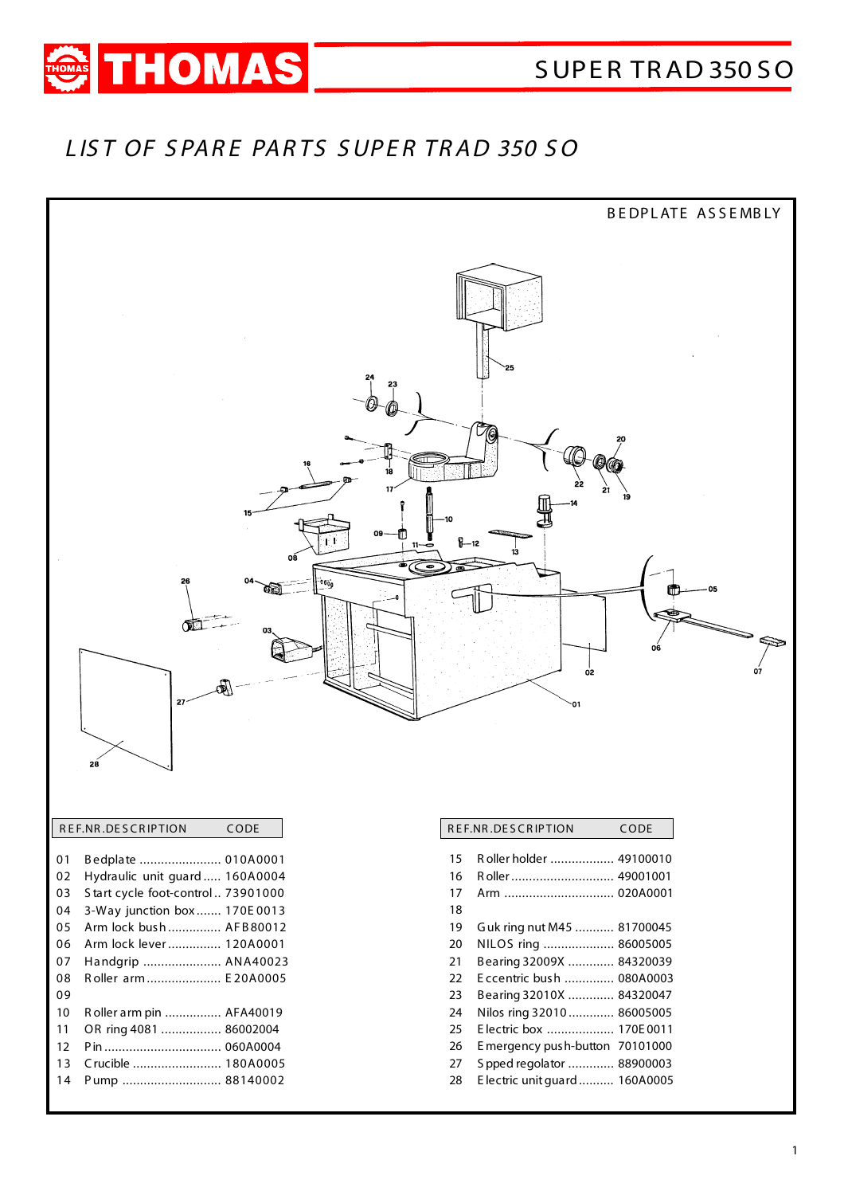# THOMAS SUPER TRAD 350 SO

## LIST OF SPARE PARTS SUPER TRAD 350 SO

### BEDPLATE ASSEMBLY

25
24
23
20
18
16
22
21
19
17
14
15
10
09
12
13
11
08
26
04
05
03
06
02
07
01
27
28

| REF.NR. | DESCRIPTION | CODE |
|---|---|---|
| 01 | Bedplate | 010A0001 |
| 02 | Hydraulic unit guard | 160A0004 |
| 03 | Start cycle foot-control | 73901000 |
| 04 | 3-Way junction box | 170E0013 |
| 05 | Arm lock bush | AFB80012 |
| 06 | Arm lock lever | 120A0001 |
| 07 | Handgrip | ANA40023 |
| 08 | Roller arm | E20A0005 |
| 09 | | |
| 10 | Roller arm pin | AFA40019 |
| 11 | OR ring 4081 | 86002004 |
| 12 | Pin | 060A0004 |
| 13 | Crucible | 180A0005 |
| 14 | Pump | 88140002 |

| REF.NR. | DESCRIPTION | CODE |
|---|---|---|
| 15 | Roller holder | 49100010 |
| 16 | Roller | 49001001 |
| 17 | Arm | 020A0001 |
| 18 | | |
| 19 | Guk ring nut M45 | 81700045 |
| 20 | NILOS ring | 86005005 |
| 21 | Bearing 32009X | 84320039 |
| 22 | Eccentric bush | 080A0003 |
| 23 | Bearing 32010X | 84320047 |
| 24 | Nilos ring 32010 | 86005005 |
| 25 | Electric box | 170E0011 |
| 26 | Emergency push-button | 70101000 |
| 27 | Spped regolator | 88900003 |
| 28 | Electric unit guard | 160A0005 |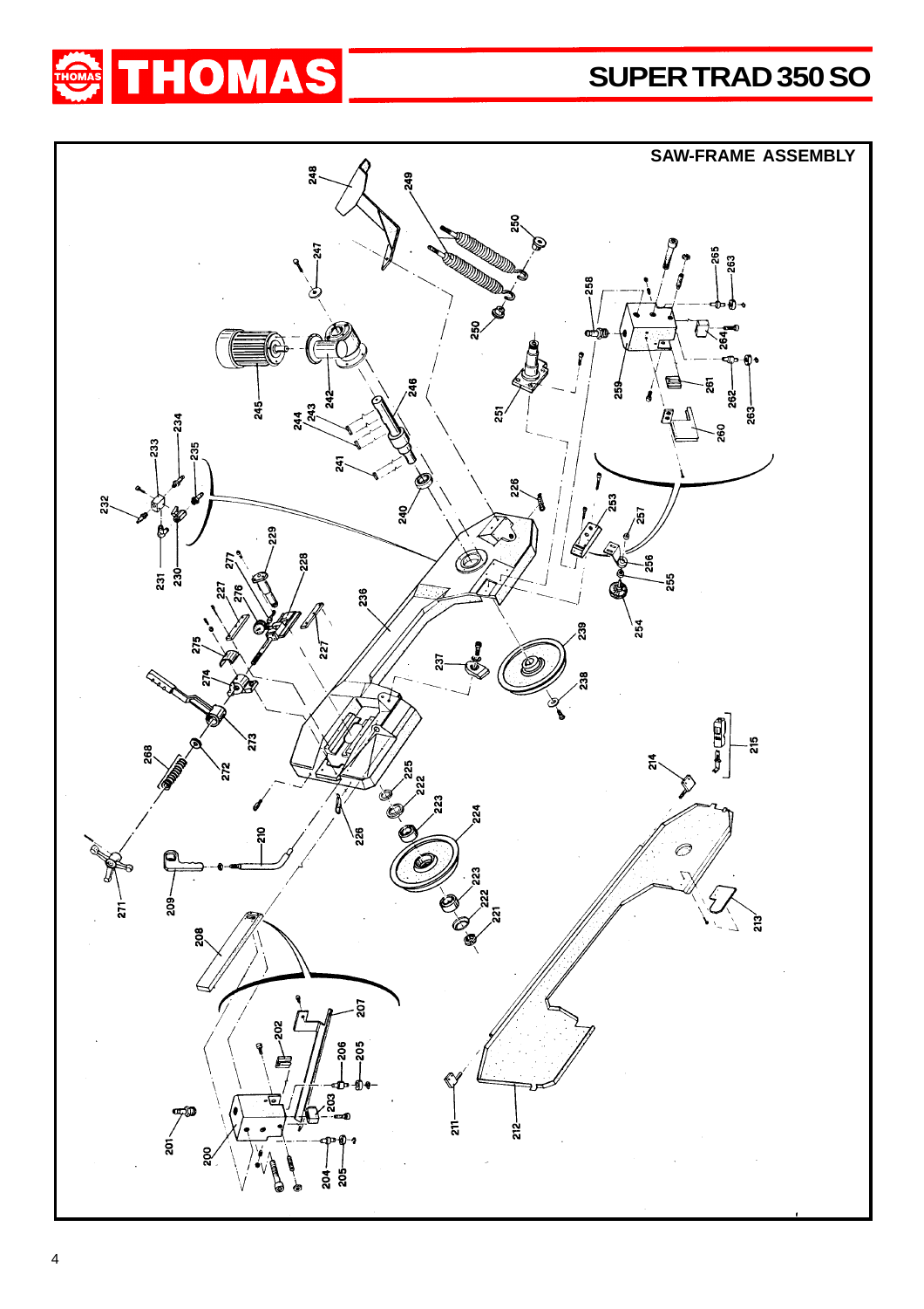## SAW-FRAME ASSEMBLY

248
249
250
247
265
263
258
250
245
242
243
244
246
264
259
251
261
262
263
260
234
233
235
232
241
240
226
253
257
231
230
229
277
228
227
276
236
256
255
254
275
227
239
237
274
238
273
215
268
272
225
222
214
223
224
226
210
271
209
223
222
221
213
208
207
202
206
205
203
201
200
204
205
211
212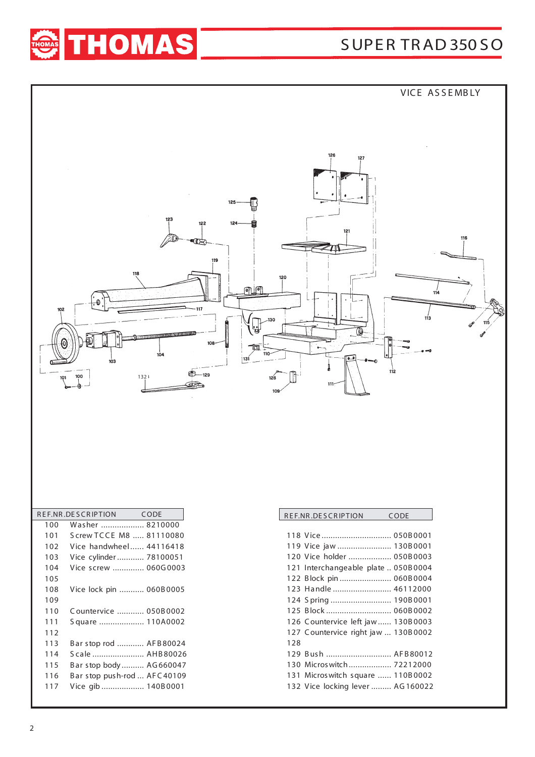# SUPER TRAD 350 SO

## VICE ASSEMBLY

126
127
125
124
123
122
121
116
119
118
120
114
102
117
113
130
115
108
104
103
131
110
112
101
100
132
129
128
111
109

| REF.NR. | DESCRIPTION | CODE |
|---|---|---|
| 100 | Washer | 8210000 |
| 101 | Screw TCCE M8 | 81110080 |
| 102 | Vice handwheel | 44116418 |
| 103 | Vice cylinder | 78100051 |
| 104 | Vice screw | 060G0003 |
| 105 | | |
| 108 | Vice lock pin | 060B0005 |
| 109 | | |
| 110 | Countervice | 050B0002 |
| 111 | Square | 110A0002 |
| 112 | | |
| 113 | Bar stop rod | AFB80024 |
| 114 | Scale | AHB80026 |
| 115 | Bar stop body | AG660047 |
| 116 | Bar stop push-rod | AFC40109 |
| 117 | Vice gib | 140B0001 |

| REF.NR. | DESCRIPTION | CODE |
|---|---|---|
| 118 | Vice | 050B0001 |
| 119 | Vice jaw | 130B0001 |
| 120 | Vice holder | 050B0003 |
| 121 | Interchangeable plate | 050B0004 |
| 122 | Block pin | 060B0004 |
| 123 | Handle | 46112000 |
| 124 | Spring | 190B0001 |
| 125 | Block | 060B0002 |
| 126 | Countervice left jaw | 130B0003 |
| 127 | Countervice right jaw | 130B0002 |
| 128 | | |
| 129 | Bush | AFB80012 |
| 130 | Microswitch | 72212000 |
| 131 | Microswitch square | 110B0002 |
| 132 | Vice locking lever | AG160022 |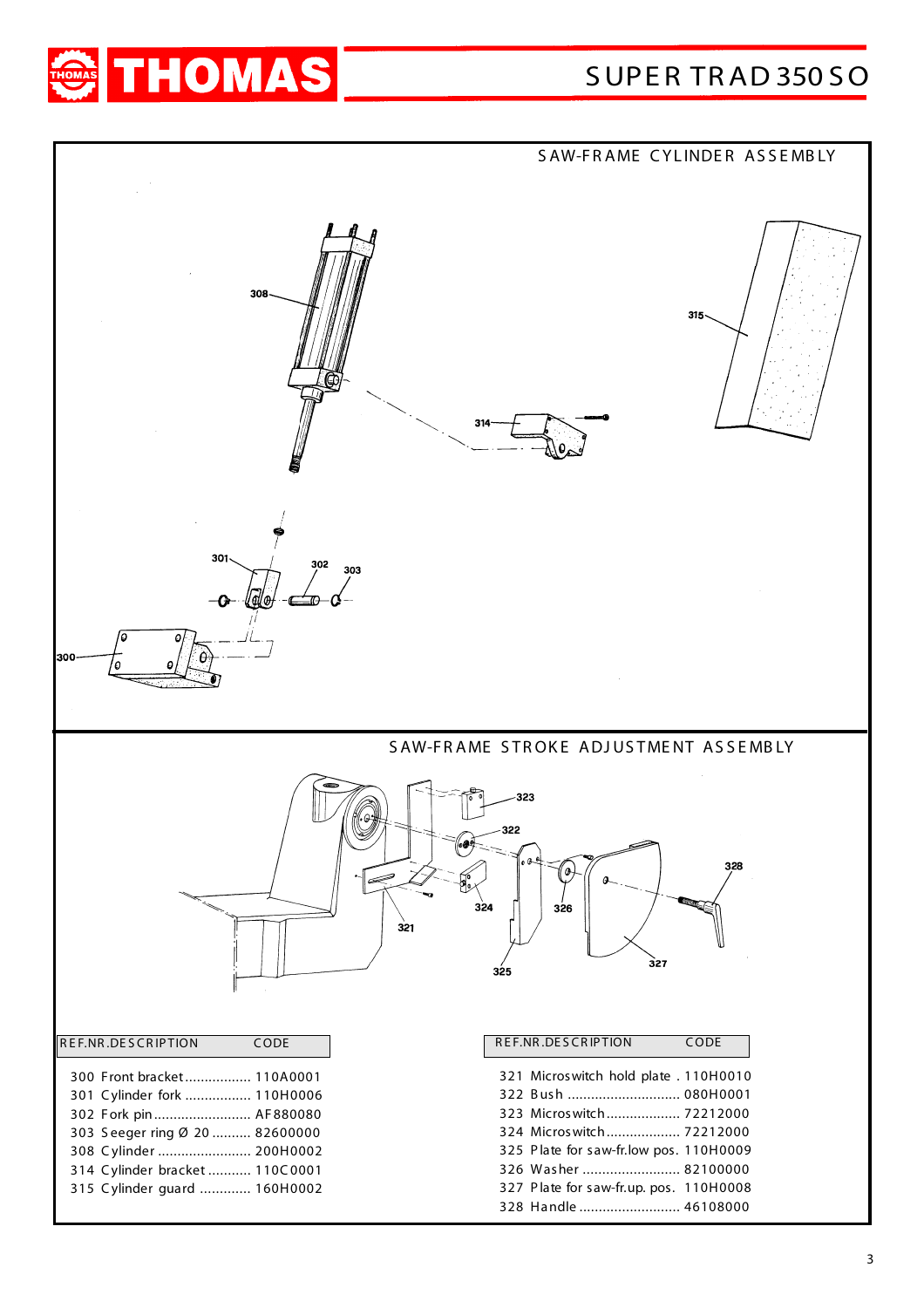## SAW-FRAME CYLINDER ASSEMBLY

308

315

314

301

302

303

300

## SAW-FRAME STROKE ADJUSTMENT ASSEMBLY

323

322

328

324

326

321

327

325

| REF.NR. | DESCRIPTION | CODE |
|---|---|---|
| 300 | Front bracket | 110A0001 |
| 301 | Cylinder fork | 110H0006 |
| 302 | Fork pin | AF880080 |
| 303 | Seeger ring Ø 20 | 82600000 |
| 308 | Cylinder | 200H0002 |
| 314 | Cylinder bracket | 110C0001 |
| 315 | Cylinder guard | 160H0002 |

| REF.NR. | DESCRIPTION | CODE |
|---|---|---|
| 321 | Microswitch hold plate | 110H0010 |
| 322 | Bush | 080H0001 |
| 323 | Microswitch | 72212000 |
| 324 | Microswitch | 72212000 |
| 325 | Plate for saw-fr.low pos. | 110H0009 |
| 326 | Washer | 82100000 |
| 327 | Plate for saw-fr.up. pos. | 110H0008 |
| 328 | Handle | 46108000 |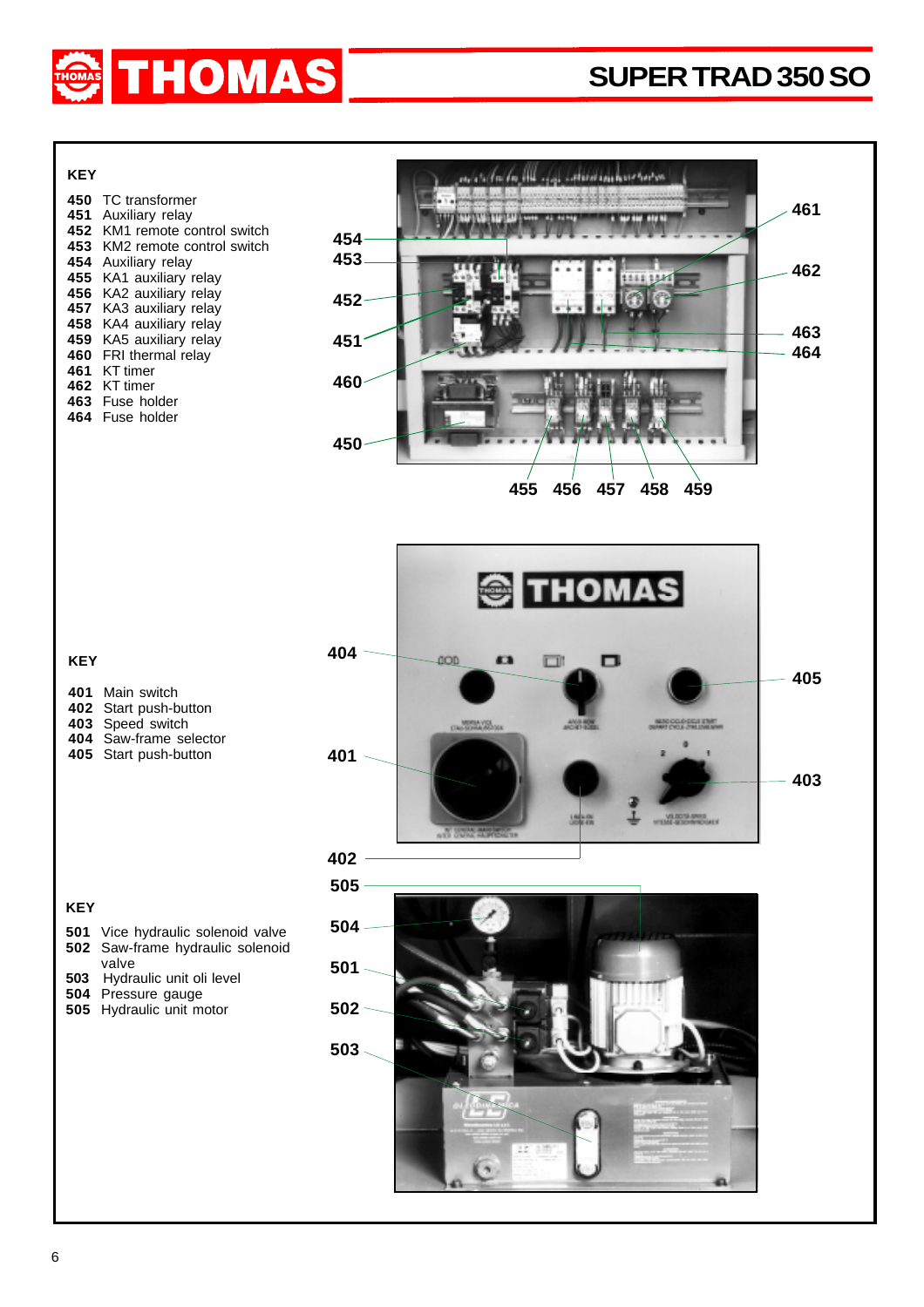### KEY

**450** TC transformer
**451** Auxiliary relay
**452** KM1 remote control switch
**453** KM2 remote control switch
**454** Auxiliary relay
**455** KA1 auxiliary relay
**456** KA2 auxiliary relay
**457** KA3 auxiliary relay
**458** KA4 auxiliary relay
**459** KA5 auxiliary relay
**460** FRI thermal relay
**461** KT timer
**462** KT timer
**463** Fuse holder
**464** Fuse holder

454
453
452
451
460
450
461
462
463
464
455 456 457 458 459

### KEY

**401** Main switch
**402** Start push-button
**403** Speed switch
**404** Saw-frame selector
**405** Start push-button

404
401
402
405
403

### KEY

**501** Vice hydraulic solenoid valve
**502** Saw-frame hydraulic solenoid valve
**503** Hydraulic unit oli level
**504** Pressure gauge
**505** Hydraulic unit motor

505
504
501
502
503